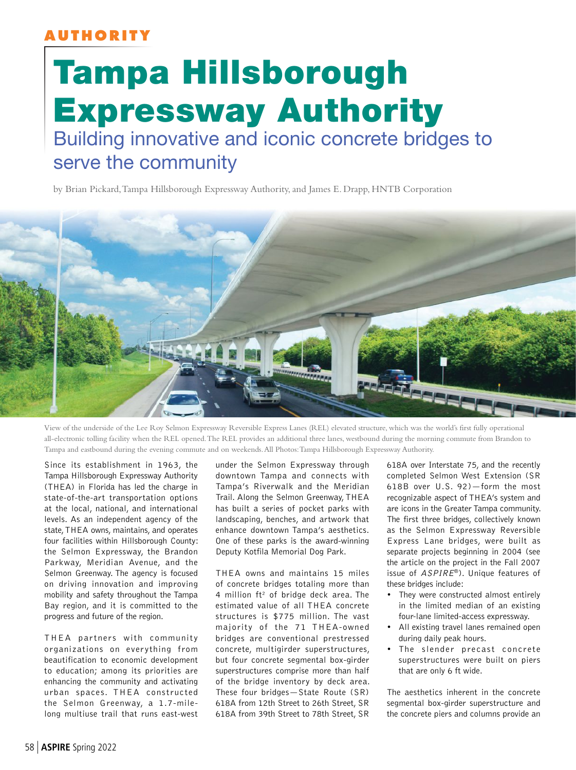AUTHORITY

# Tampa Hillsborough Expressway Authority

## Building innovative and iconic concrete bridges to serve the community

by Brian Pickard, Tampa Hillsborough Expressway Authority, and James E. Drapp, HNTB Corporation

View of the underside of the Lee Roy Selmon Expressway Reversible Express Lanes (REL) elevated structure, which was the world's first fully operational all-electronic tolling facility when the REL opened. The REL provides an additional three lanes, westbound during the morning commute from Brandon to Tampa and eastbound during the evening commute and on weekends. All Photos: Tampa Hillsborough Expressway Authority.

Since its establishment in 1963, the Tampa Hillsborough Expressway Authority (THEA) in Florida has led the charge in state-of-the-art transportation options at the local, national, and international levels. As an independent agency of the state, THEA owns, maintains, and operates four facilities within Hillsborough County: the Selmon Expressway, the Brandon Parkway, Meridian Avenue, and the Selmon Greenway. The agency is focused on driving innovation and improving mobility and safety throughout the Tampa Bay region, and it is committed to the progress and future of the region.

THEA partners with community organizations on everything from beautification to economic development to education; among its priorities are enhancing the community and activating urban spaces. THEA constructed the Selmon Greenway, a 1.7-mile-long multiuse trail that runs east-west under the Selmon Expressway through downtown Tampa and connects with Tampa's Riverwalk and the Meridian Trail. Along the Selmon Greenway, THEA has built a series of pocket parks with landscaping, benches, and artwork that enhance downtown Tampa's aesthetics. One of these parks is the award-winning Deputy Kotfila Memorial Dog Park.

THEA owns and maintains 15 miles of concrete bridges totaling more than 4 million ft$^2$ of bridge deck area. The estimated value of all THEA concrete structures is $775 million. The vast majority of the 71 THEA-owned bridges are conventional prestressed concrete, multigirder superstructures, but four concrete segmental box-girder superstructures comprise more than half of the bridge inventory by deck area. These four bridges—State Route (SR) 618A from 12th Street to 26th Street, SR 618A from 39th Street to 78th Street, SR 618A over Interstate 75, and the recently completed Selmon West Extension (SR 618B over U.S. 92)—form the most recognizable aspect of THEA's system and are icons in the Greater Tampa community. The first three bridges, collectively known as the Selmon Expressway Reversible Express Lane bridges, were built as separate projects beginning in 2004 (see the article on the project in the Fall 2007 issue of *ASPIRE*®). Unique features of these bridges include:

- They were constructed almost entirely in the limited median of an existing four-lane limited-access expressway.
- All existing travel lanes remained open during daily peak hours.
- The slender precast concrete superstructures were built on piers that are only 6 ft wide.

The aesthetics inherent in the concrete segmental box-girder superstructure and the concrete piers and columns provide an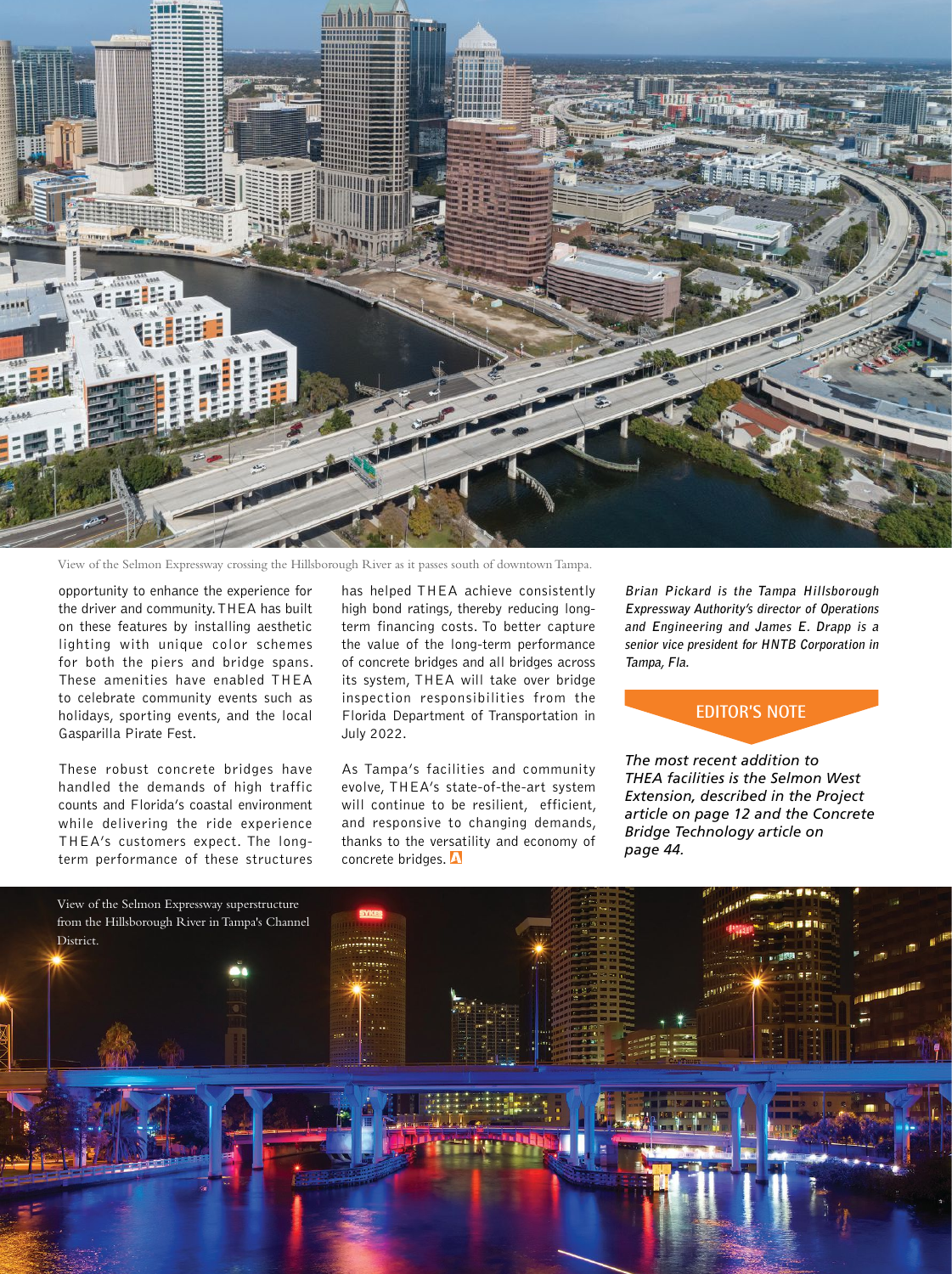View of the Selmon Expressway crossing the Hillsborough River as it passes south of downtown Tampa.

opportunity to enhance the experience for the driver and community. THEA has built on these features by installing aesthetic lighting with unique color schemes for both the piers and bridge spans. These amenities have enabled THEA to celebrate community events such as holidays, sporting events, and the local Gasparilla Pirate Fest.

These robust concrete bridges have handled the demands of high traffic counts and Florida's coastal environment while delivering the ride experience THEA's customers expect. The long-term performance of these structures has helped THEA achieve consistently high bond ratings, thereby reducing long-term financing costs. To better capture the value of the long-term performance of concrete bridges and all bridges across its system, THEA will take over bridge inspection responsibilities from the Florida Department of Transportation in July 2022.

As Tampa's facilities and community evolve, THEA's state-of-the-art system will continue to be resilient, efficient, and responsive to changing demands, thanks to the versatility and economy of concrete bridges.

***Brian Pickard is the Tampa Hillsborough Expressway Authority's director of Operations and Engineering and James E. Drapp is a senior vice president for HNTB Corporation in Tampa, Fla.***

## EDITOR'S NOTE

*The most recent addition to THEA facilities is the Selmon West Extension, described in the Project article on page 12 and the Concrete Bridge Technology article on page 44.*

View of the Selmon Expressway superstructure from the Hillsborough River in Tampa's Channel District.